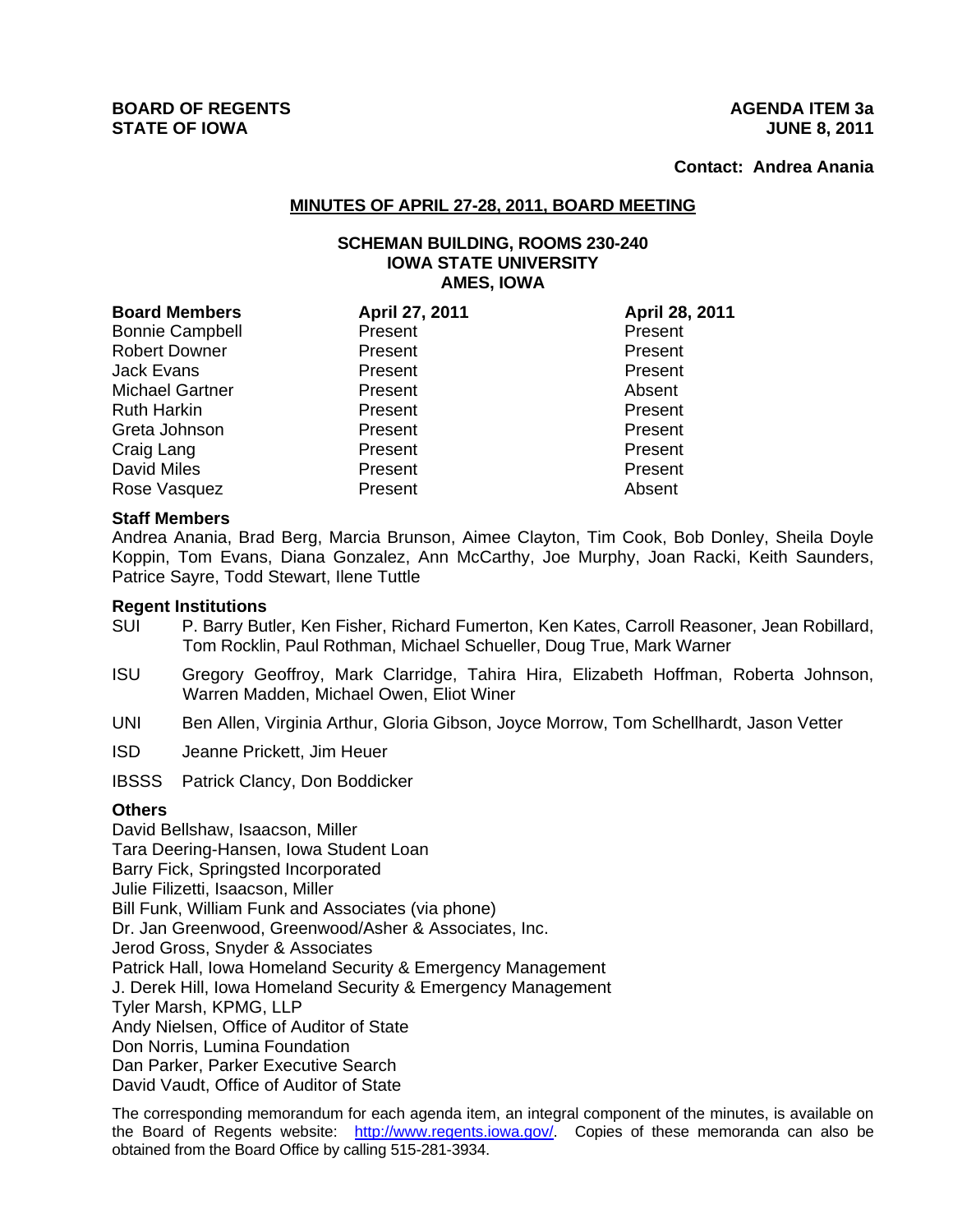**BOARD OF REGENTS** **AGENDA ITEM 3a**
**STATE OF IOWA** **JUNE 8, 2011**

**Contact: Andrea Anania**

## MINUTES OF APRIL 27-28, 2011, BOARD MEETING

**SCHEMAN BUILDING, ROOMS 230-240**
**IOWA STATE UNIVERSITY**
**AMES, IOWA**

| Board Members | April 27, 2011 | April 28, 2011 |
|---|---|---|
| Bonnie Campbell | Present | Present |
| Robert Downer | Present | Present |
| Jack Evans | Present | Present |
| Michael Gartner | Present | Absent |
| Ruth Harkin | Present | Present |
| Greta Johnson | Present | Present |
| Craig Lang | Present | Present |
| David Miles | Present | Present |
| Rose Vasquez | Present | Absent |

### Staff Members

Andrea Anania, Brad Berg, Marcia Brunson, Aimee Clayton, Tim Cook, Bob Donley, Sheila Doyle Koppin, Tom Evans, Diana Gonzalez, Ann McCarthy, Joe Murphy, Joan Racki, Keith Saunders, Patrice Sayre, Todd Stewart, Ilene Tuttle

### Regent Institutions

SUI P. Barry Butler, Ken Fisher, Richard Fumerton, Ken Kates, Carroll Reasoner, Jean Robillard, Tom Rocklin, Paul Rothman, Michael Schueller, Doug True, Mark Warner

ISU Gregory Geoffroy, Mark Clarridge, Tahira Hira, Elizabeth Hoffman, Roberta Johnson, Warren Madden, Michael Owen, Eliot Winer

UNI Ben Allen, Virginia Arthur, Gloria Gibson, Joyce Morrow, Tom Schellhardt, Jason Vetter

ISD Jeanne Prickett, Jim Heuer

IBSSS Patrick Clancy, Don Boddicker

### Others

David Bellshaw, Isaacson, Miller
Tara Deering-Hansen, Iowa Student Loan
Barry Fick, Springsted Incorporated
Julie Filizetti, Isaacson, Miller
Bill Funk, William Funk and Associates (via phone)
Dr. Jan Greenwood, Greenwood/Asher & Associates, Inc.
Jerod Gross, Snyder & Associates
Patrick Hall, Iowa Homeland Security & Emergency Management
J. Derek Hill, Iowa Homeland Security & Emergency Management
Tyler Marsh, KPMG, LLP
Andy Nielsen, Office of Auditor of State
Don Norris, Lumina Foundation
Dan Parker, Parker Executive Search
David Vaudt, Office of Auditor of State

The corresponding memorandum for each agenda item, an integral component of the minutes, is available on the Board of Regents website: http://www.regents.iowa.gov/. Copies of these memoranda can also be obtained from the Board Office by calling 515-281-3934.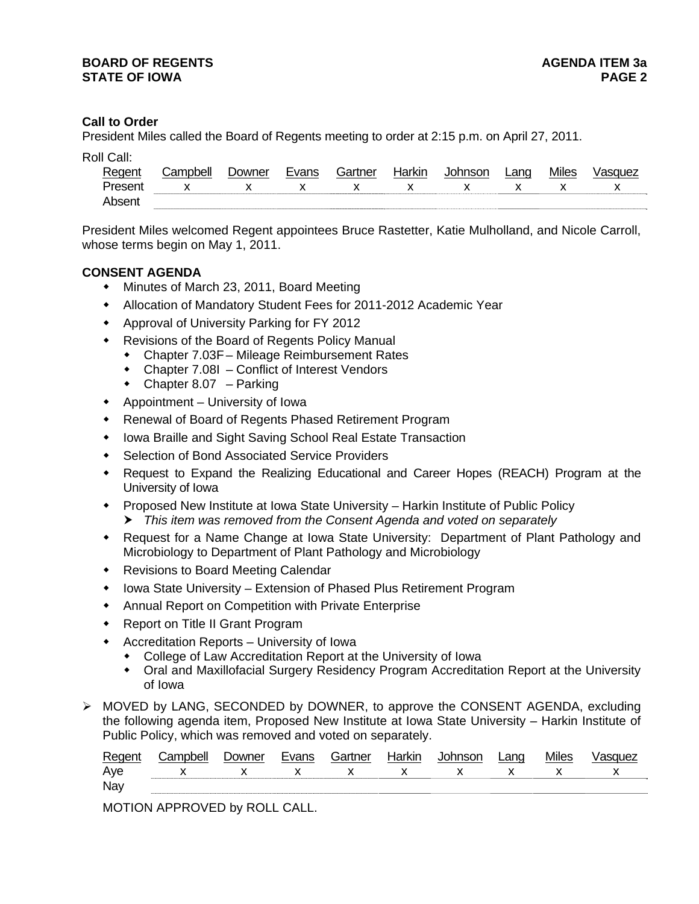**Call to Order**

President Miles called the Board of Regents meeting to order at 2:15 p.m. on April 27, 2011.

Roll Call:

| Regent | Campbell | Downer | Evans | Gartner | Harkin | Johnson | Lang | Miles | Vasquez |
|---|---|---|---|---|---|---|---|---|---|
| Present | x | x | x | x | x | x | x | x | x |
| Absent | | | | | | | | | |

President Miles welcomed Regent appointees Bruce Rastetter, Katie Mulholland, and Nicole Carroll, whose terms begin on May 1, 2011.

**CONSENT AGENDA**

- Minutes of March 23, 2011, Board Meeting
- Allocation of Mandatory Student Fees for 2011-2012 Academic Year
- Approval of University Parking for FY 2012
- Revisions of the Board of Regents Policy Manual
  - Chapter 7.03F – Mileage Reimbursement Rates
  - Chapter 7.08I – Conflict of Interest Vendors
  - Chapter 8.07 – Parking
- Appointment – University of Iowa
- Renewal of Board of Regents Phased Retirement Program
- Iowa Braille and Sight Saving School Real Estate Transaction
- Selection of Bond Associated Service Providers
- Request to Expand the Realizing Educational and Career Hopes (REACH) Program at the University of Iowa
- Proposed New Institute at Iowa State University – Harkin Institute of Public Policy
  - *This item was removed from the Consent Agenda and voted on separately*
- Request for a Name Change at Iowa State University: Department of Plant Pathology and Microbiology to Department of Plant Pathology and Microbiology
- Revisions to Board Meeting Calendar
- Iowa State University – Extension of Phased Plus Retirement Program
- Annual Report on Competition with Private Enterprise
- Report on Title II Grant Program
- Accreditation Reports – University of Iowa
  - College of Law Accreditation Report at the University of Iowa
  - Oral and Maxillofacial Surgery Residency Program Accreditation Report at the University of Iowa

> MOVED by LANG, SECONDED by DOWNER, to approve the CONSENT AGENDA, excluding the following agenda item, Proposed New Institute at Iowa State University – Harkin Institute of Public Policy, which was removed and voted on separately.

| Regent | Campbell | Downer | Evans | Gartner | Harkin | Johnson | Lang | Miles | Vasquez |
|---|---|---|---|---|---|---|---|---|---|
| Aye | x | x | x | x | x | x | x | x | x |
| Nay | | | | | | | | | |

MOTION APPROVED by ROLL CALL.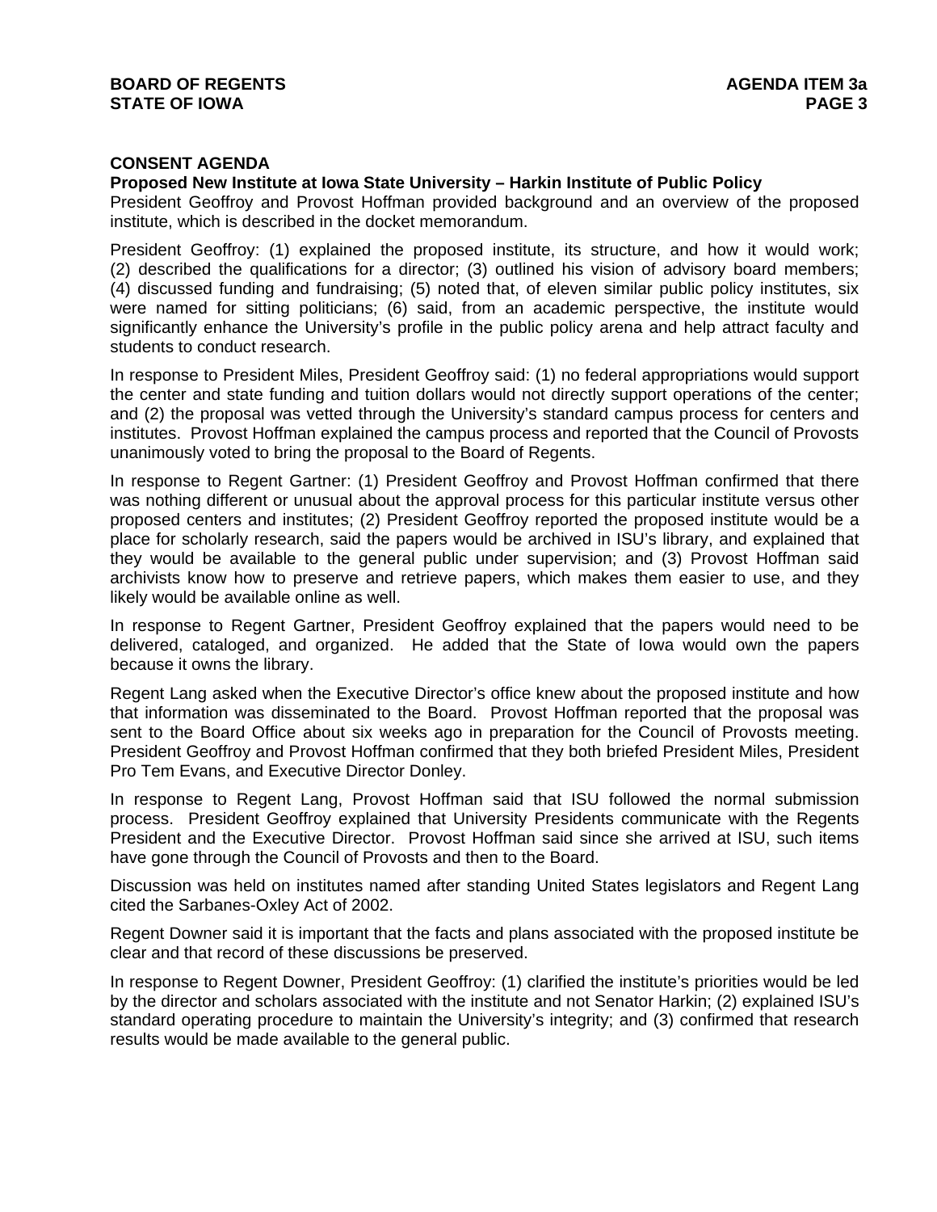**CONSENT AGENDA**

**Proposed New Institute at Iowa State University – Harkin Institute of Public Policy**

President Geoffroy and Provost Hoffman provided background and an overview of the proposed institute, which is described in the docket memorandum.

President Geoffroy: (1) explained the proposed institute, its structure, and how it would work; (2) described the qualifications for a director; (3) outlined his vision of advisory board members; (4) discussed funding and fundraising; (5) noted that, of eleven similar public policy institutes, six were named for sitting politicians; (6) said, from an academic perspective, the institute would significantly enhance the University's profile in the public policy arena and help attract faculty and students to conduct research.

In response to President Miles, President Geoffroy said: (1) no federal appropriations would support the center and state funding and tuition dollars would not directly support operations of the center; and (2) the proposal was vetted through the University's standard campus process for centers and institutes. Provost Hoffman explained the campus process and reported that the Council of Provosts unanimously voted to bring the proposal to the Board of Regents.

In response to Regent Gartner: (1) President Geoffroy and Provost Hoffman confirmed that there was nothing different or unusual about the approval process for this particular institute versus other proposed centers and institutes; (2) President Geoffroy reported the proposed institute would be a place for scholarly research, said the papers would be archived in ISU's library, and explained that they would be available to the general public under supervision; and (3) Provost Hoffman said archivists know how to preserve and retrieve papers, which makes them easier to use, and they likely would be available online as well.

In response to Regent Gartner, President Geoffroy explained that the papers would need to be delivered, cataloged, and organized. He added that the State of Iowa would own the papers because it owns the library.

Regent Lang asked when the Executive Director's office knew about the proposed institute and how that information was disseminated to the Board. Provost Hoffman reported that the proposal was sent to the Board Office about six weeks ago in preparation for the Council of Provosts meeting. President Geoffroy and Provost Hoffman confirmed that they both briefed President Miles, President Pro Tem Evans, and Executive Director Donley.

In response to Regent Lang, Provost Hoffman said that ISU followed the normal submission process. President Geoffroy explained that University Presidents communicate with the Regents President and the Executive Director. Provost Hoffman said since she arrived at ISU, such items have gone through the Council of Provosts and then to the Board.

Discussion was held on institutes named after standing United States legislators and Regent Lang cited the Sarbanes-Oxley Act of 2002.

Regent Downer said it is important that the facts and plans associated with the proposed institute be clear and that record of these discussions be preserved.

In response to Regent Downer, President Geoffroy: (1) clarified the institute's priorities would be led by the director and scholars associated with the institute and not Senator Harkin; (2) explained ISU's standard operating procedure to maintain the University's integrity; and (3) confirmed that research results would be made available to the general public.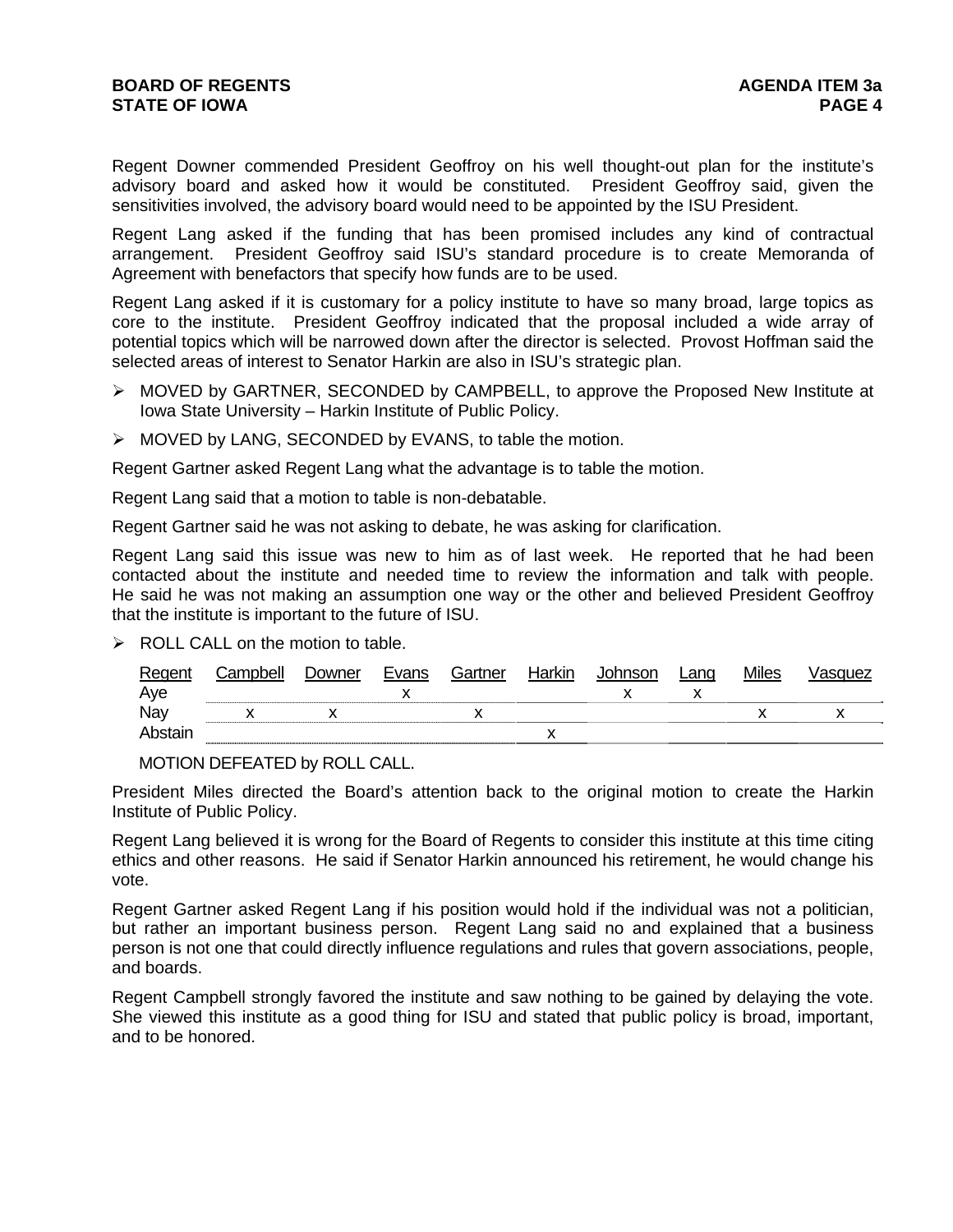Regent Downer commended President Geoffroy on his well thought-out plan for the institute's advisory board and asked how it would be constituted. President Geoffroy said, given the sensitivities involved, the advisory board would need to be appointed by the ISU President.

Regent Lang asked if the funding that has been promised includes any kind of contractual arrangement. President Geoffroy said ISU's standard procedure is to create Memoranda of Agreement with benefactors that specify how funds are to be used.

Regent Lang asked if it is customary for a policy institute to have so many broad, large topics as core to the institute. President Geoffroy indicated that the proposal included a wide array of potential topics which will be narrowed down after the director is selected. Provost Hoffman said the selected areas of interest to Senator Harkin are also in ISU's strategic plan.

- MOVED by GARTNER, SECONDED by CAMPBELL, to approve the Proposed New Institute at Iowa State University – Harkin Institute of Public Policy.
- MOVED by LANG, SECONDED by EVANS, to table the motion.

Regent Gartner asked Regent Lang what the advantage is to table the motion.

Regent Lang said that a motion to table is non-debatable.

Regent Gartner said he was not asking to debate, he was asking for clarification.

Regent Lang said this issue was new to him as of last week. He reported that he had been contacted about the institute and needed time to review the information and talk with people. He said he was not making an assumption one way or the other and believed President Geoffroy that the institute is important to the future of ISU.

- ROLL CALL on the motion to table.

| Regent | Campbell | Downer | Evans | Gartner | Harkin | Johnson | Lang | Miles | Vasquez |
|---|---|---|---|---|---|---|---|---|---|
| Aye | | | x | | | x | x | | |
| Nay | x | x | | x | | | | x | x |
| Abstain | | | | | x | | | | |

MOTION DEFEATED by ROLL CALL.

President Miles directed the Board's attention back to the original motion to create the Harkin Institute of Public Policy.

Regent Lang believed it is wrong for the Board of Regents to consider this institute at this time citing ethics and other reasons. He said if Senator Harkin announced his retirement, he would change his vote.

Regent Gartner asked Regent Lang if his position would hold if the individual was not a politician, but rather an important business person. Regent Lang said no and explained that a business person is not one that could directly influence regulations and rules that govern associations, people, and boards.

Regent Campbell strongly favored the institute and saw nothing to be gained by delaying the vote. She viewed this institute as a good thing for ISU and stated that public policy is broad, important, and to be honored.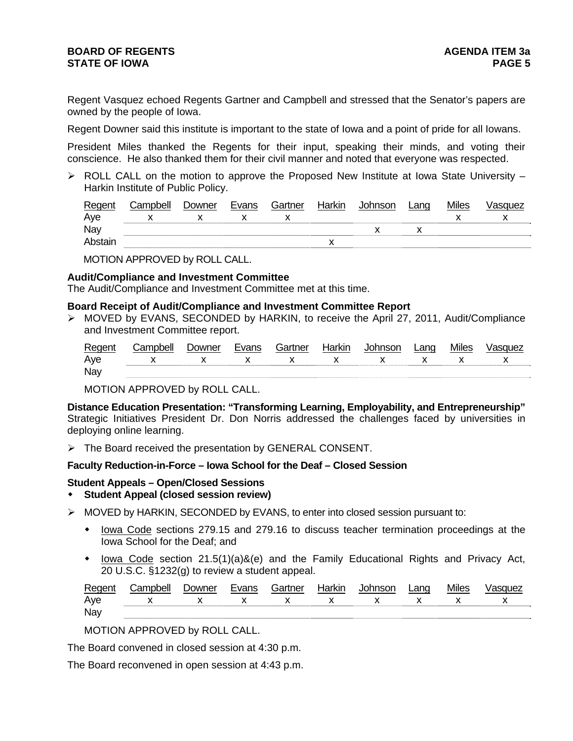Regent Vasquez echoed Regents Gartner and Campbell and stressed that the Senator's papers are owned by the people of Iowa.

Regent Downer said this institute is important to the state of Iowa and a point of pride for all Iowans.

President Miles thanked the Regents for their input, speaking their minds, and voting their conscience. He also thanked them for their civil manner and noted that everyone was respected.

➢ ROLL CALL on the motion to approve the Proposed New Institute at Iowa State University – Harkin Institute of Public Policy.

| Regent | Campbell | Downer | Evans | Gartner | Harkin | Johnson | Lang | Miles | Vasquez |
|---|---|---|---|---|---|---|---|---|---|
| Aye | x | x | x | x | | | | x | x |
| Nay | | | | | | x | x | | |
| Abstain | | | | | x | | | | |

MOTION APPROVED by ROLL CALL.

**Audit/Compliance and Investment Committee**
The Audit/Compliance and Investment Committee met at this time.

**Board Receipt of Audit/Compliance and Investment Committee Report**

➢ MOVED by EVANS, SECONDED by HARKIN, to receive the April 27, 2011, Audit/Compliance and Investment Committee report.

| Regent | Campbell | Downer | Evans | Gartner | Harkin | Johnson | Lang | Miles | Vasquez |
|---|---|---|---|---|---|---|---|---|---|
| Aye | x | x | x | x | x | x | x | x | x |
| Nay | | | | | | | | | |

MOTION APPROVED by ROLL CALL.

**Distance Education Presentation: "Transforming Learning, Employability, and Entrepreneurship"**
Strategic Initiatives President Dr. Don Norris addressed the challenges faced by universities in deploying online learning.

➢ The Board received the presentation by GENERAL CONSENT.

**Faculty Reduction-in-Force – Iowa School for the Deaf – Closed Session**

**Student Appeals – Open/Closed Sessions**

- **Student Appeal (closed session review)**

➢ MOVED by HARKIN, SECONDED by EVANS, to enter into closed session pursuant to:

- Iowa Code sections 279.15 and 279.16 to discuss teacher termination proceedings at the Iowa School for the Deaf; and
- Iowa Code section 21.5(1)(a)&(e) and the Family Educational Rights and Privacy Act, 20 U.S.C. §1232(g) to review a student appeal.

| Regent | Campbell | Downer | Evans | Gartner | Harkin | Johnson | Lang | Miles | Vasquez |
|---|---|---|---|---|---|---|---|---|---|
| Aye | x | x | x | x | x | x | x | x | x |
| Nay | | | | | | | | | |

MOTION APPROVED by ROLL CALL.

The Board convened in closed session at 4:30 p.m.

The Board reconvened in open session at 4:43 p.m.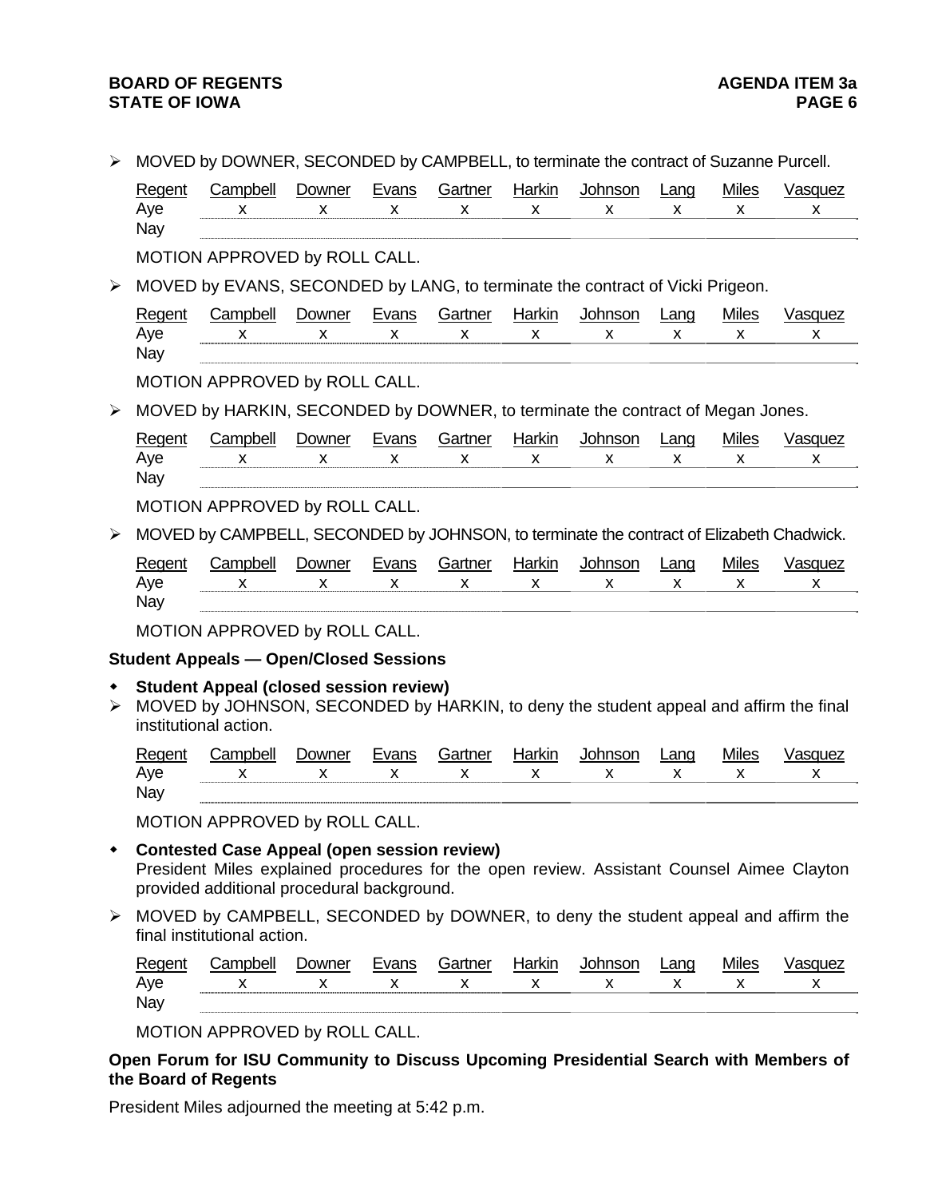- MOVED by DOWNER, SECONDED by CAMPBELL, to terminate the contract of Suzanne Purcell.

| Regent | Campbell | Downer | Evans | Gartner | Harkin | Johnson | Lang | Miles | Vasquez |
|---|---|---|---|---|---|---|---|---|---|
| Aye | x | x | x | x | x | x | x | x | x |
| Nay | | | | | | | | | |

MOTION APPROVED by ROLL CALL.

- MOVED by EVANS, SECONDED by LANG, to terminate the contract of Vicki Prigeon.

| Regent | Campbell | Downer | Evans | Gartner | Harkin | Johnson | Lang | Miles | Vasquez |
|---|---|---|---|---|---|---|---|---|---|
| Aye | x | x | x | x | x | x | x | x | x |
| Nay | | | | | | | | | |

MOTION APPROVED by ROLL CALL.

- MOVED by HARKIN, SECONDED by DOWNER, to terminate the contract of Megan Jones.

| Regent | Campbell | Downer | Evans | Gartner | Harkin | Johnson | Lang | Miles | Vasquez |
|---|---|---|---|---|---|---|---|---|---|
| Aye | x | x | x | x | x | x | x | x | x |
| Nay | | | | | | | | | |

MOTION APPROVED by ROLL CALL.

- MOVED by CAMPBELL, SECONDED by JOHNSON, to terminate the contract of Elizabeth Chadwick.

| Regent | Campbell | Downer | Evans | Gartner | Harkin | Johnson | Lang | Miles | Vasquez |
|---|---|---|---|---|---|---|---|---|---|
| Aye | x | x | x | x | x | x | x | x | x |
| Nay | | | | | | | | | |

MOTION APPROVED by ROLL CALL.

**Student Appeals — Open/Closed Sessions**

- **Student Appeal (closed session review)**

- MOVED by JOHNSON, SECONDED by HARKIN, to deny the student appeal and affirm the final institutional action.

| Regent | Campbell | Downer | Evans | Gartner | Harkin | Johnson | Lang | Miles | Vasquez |
|---|---|---|---|---|---|---|---|---|---|
| Aye | x | x | x | x | x | x | x | x | x |
| Nay | | | | | | | | | |

MOTION APPROVED by ROLL CALL.

- **Contested Case Appeal (open session review)**
  President Miles explained procedures for the open review. Assistant Counsel Aimee Clayton provided additional procedural background.

- MOVED by CAMPBELL, SECONDED by DOWNER, to deny the student appeal and affirm the final institutional action.

| Regent | Campbell | Downer | Evans | Gartner | Harkin | Johnson | Lang | Miles | Vasquez |
|---|---|---|---|---|---|---|---|---|---|
| Aye | x | x | x | x | x | x | x | x | x |
| Nay | | | | | | | | | |

MOTION APPROVED by ROLL CALL.

**Open Forum for ISU Community to Discuss Upcoming Presidential Search with Members of the Board of Regents**

President Miles adjourned the meeting at 5:42 p.m.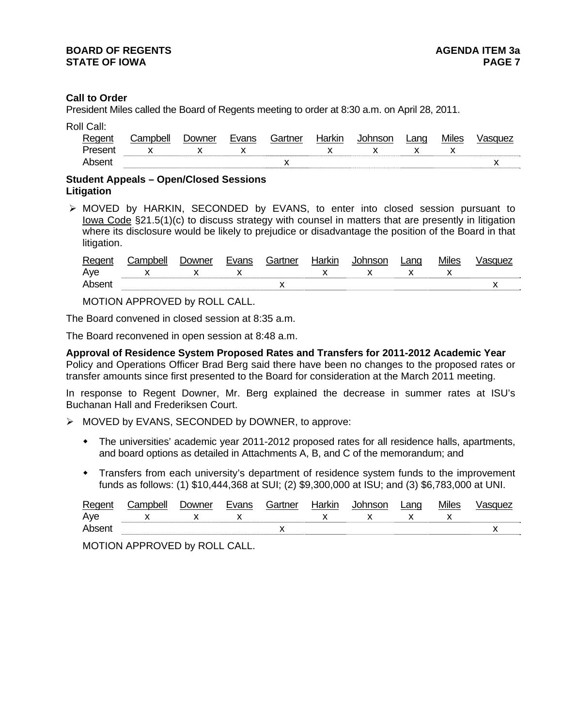**Call to Order**

President Miles called the Board of Regents meeting to order at 8:30 a.m. on April 28, 2011.

Roll Call:

| Regent | Campbell | Downer | Evans | Gartner | Harkin | Johnson | Lang | Miles | Vasquez |
|---|---|---|---|---|---|---|---|---|---|
| Present | x | x | x | | x | x | x | x | |
| Absent | | | | x | | | | | x |

**Student Appeals – Open/Closed Sessions**
**Litigation**

➢ MOVED by HARKIN, SECONDED by EVANS, to enter into closed session pursuant to Iowa Code §21.5(1)(c) to discuss strategy with counsel in matters that are presently in litigation where its disclosure would be likely to prejudice or disadvantage the position of the Board in that litigation.

| Regent | Campbell | Downer | Evans | Gartner | Harkin | Johnson | Lang | Miles | Vasquez |
|---|---|---|---|---|---|---|---|---|---|
| Aye | x | x | x | | x | x | x | x | |
| Absent | | | | x | | | | | x |

MOTION APPROVED by ROLL CALL.

The Board convened in closed session at 8:35 a.m.

The Board reconvened in open session at 8:48 a.m.

**Approval of Residence System Proposed Rates and Transfers for 2011-2012 Academic Year**

Policy and Operations Officer Brad Berg said there have been no changes to the proposed rates or transfer amounts since first presented to the Board for consideration at the March 2011 meeting.

In response to Regent Downer, Mr. Berg explained the decrease in summer rates at ISU's Buchanan Hall and Frederiksen Court.

➢ MOVED by EVANS, SECONDED by DOWNER, to approve:

- The universities' academic year 2011-2012 proposed rates for all residence halls, apartments, and board options as detailed in Attachments A, B, and C of the memorandum; and
- Transfers from each university's department of residence system funds to the improvement funds as follows: (1) $10,444,368 at SUI; (2) $9,300,000 at ISU; and (3) $6,783,000 at UNI.

| Regent | Campbell | Downer | Evans | Gartner | Harkin | Johnson | Lang | Miles | Vasquez |
|---|---|---|---|---|---|---|---|---|---|
| Aye | x | x | x | | x | x | x | x | |
| Absent | | | | x | | | | | x |

MOTION APPROVED by ROLL CALL.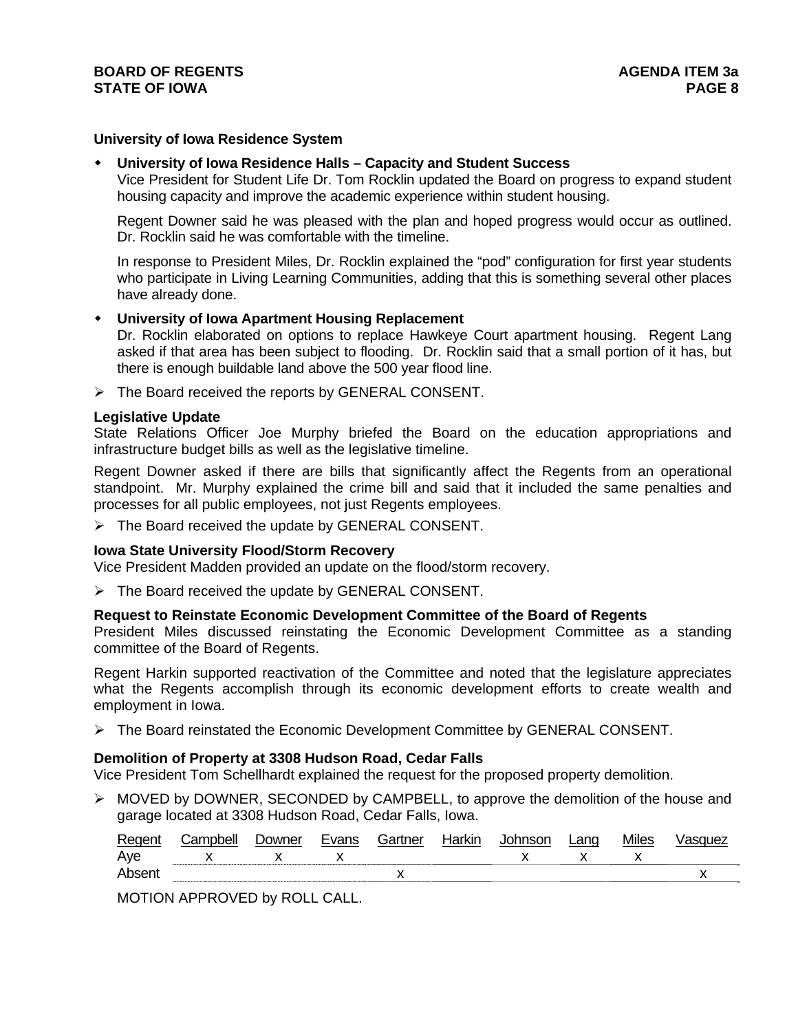### University of Iowa Residence System

- **University of Iowa Residence Halls – Capacity and Student Success**
  Vice President for Student Life Dr. Tom Rocklin updated the Board on progress to expand student housing capacity and improve the academic experience within student housing.

  Regent Downer said he was pleased with the plan and hoped progress would occur as outlined. Dr. Rocklin said he was comfortable with the timeline.

  In response to President Miles, Dr. Rocklin explained the "pod" configuration for first year students who participate in Living Learning Communities, adding that this is something several other places have already done.

- **University of Iowa Apartment Housing Replacement**
  Dr. Rocklin elaborated on options to replace Hawkeye Court apartment housing. Regent Lang asked if that area has been subject to flooding. Dr. Rocklin said that a small portion of it has, but there is enough buildable land above the 500 year flood line.

➢ The Board received the reports by GENERAL CONSENT.

### Legislative Update

State Relations Officer Joe Murphy briefed the Board on the education appropriations and infrastructure budget bills as well as the legislative timeline.

Regent Downer asked if there are bills that significantly affect the Regents from an operational standpoint. Mr. Murphy explained the crime bill and said that it included the same penalties and processes for all public employees, not just Regents employees.

➢ The Board received the update by GENERAL CONSENT.

### Iowa State University Flood/Storm Recovery

Vice President Madden provided an update on the flood/storm recovery.

➢ The Board received the update by GENERAL CONSENT.

### Request to Reinstate Economic Development Committee of the Board of Regents

President Miles discussed reinstating the Economic Development Committee as a standing committee of the Board of Regents.

Regent Harkin supported reactivation of the Committee and noted that the legislature appreciates what the Regents accomplish through its economic development efforts to create wealth and employment in Iowa.

➢ The Board reinstated the Economic Development Committee by GENERAL CONSENT.

### Demolition of Property at 3308 Hudson Road, Cedar Falls

Vice President Tom Schellhardt explained the request for the proposed property demolition.

➢ MOVED by DOWNER, SECONDED by CAMPBELL, to approve the demolition of the house and garage located at 3308 Hudson Road, Cedar Falls, Iowa.

| Regent | Campbell | Downer | Evans | Gartner | Harkin | Johnson | Lang | Miles | Vasquez |
|---|---|---|---|---|---|---|---|---|---|
| Aye | x | x | x | | | x | x | x | |
| Absent | | | | x | | | | | x |

MOTION APPROVED by ROLL CALL.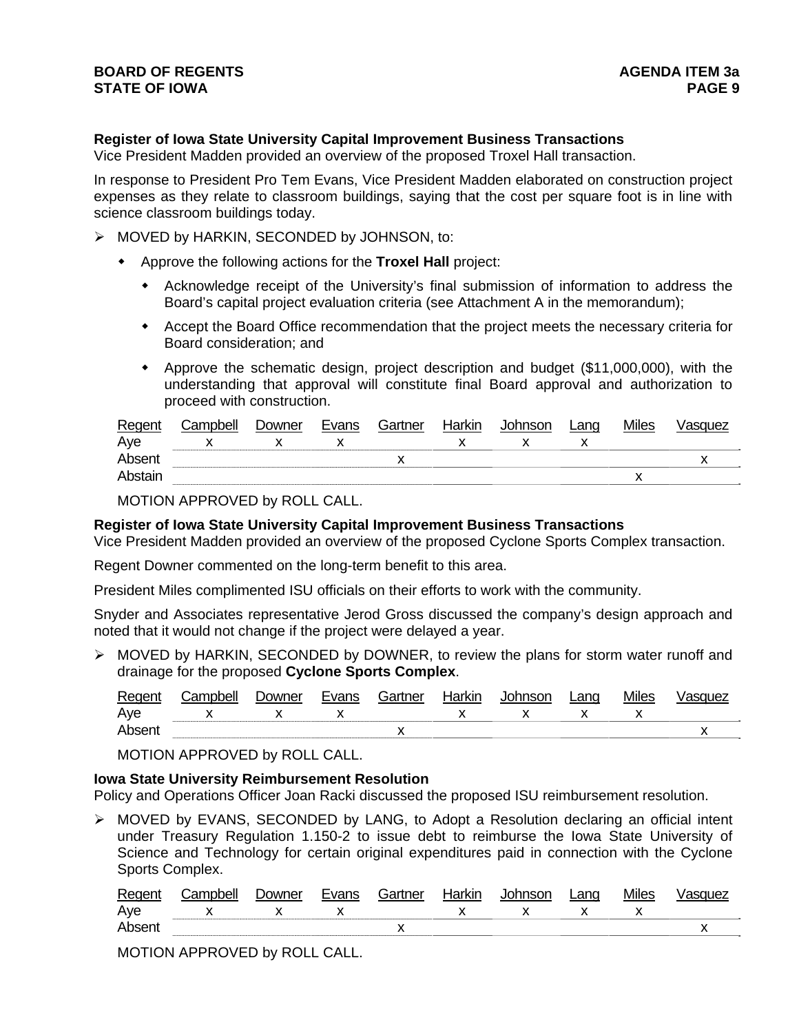**Register of Iowa State University Capital Improvement Business Transactions**
Vice President Madden provided an overview of the proposed Troxel Hall transaction.

In response to President Pro Tem Evans, Vice President Madden elaborated on construction project expenses as they relate to classroom buildings, saying that the cost per square foot is in line with science classroom buildings today.

- MOVED by HARKIN, SECONDED by JOHNSON, to:
  - Approve the following actions for the **Troxel Hall** project:
    - Acknowledge receipt of the University's final submission of information to address the Board's capital project evaluation criteria (see Attachment A in the memorandum);
    - Accept the Board Office recommendation that the project meets the necessary criteria for Board consideration; and
    - Approve the schematic design, project description and budget ($11,000,000), with the understanding that approval will constitute final Board approval and authorization to proceed with construction.

| Regent | Campbell | Downer | Evans | Gartner | Harkin | Johnson | Lang | Miles | Vasquez |
|---|---|---|---|---|---|---|---|---|---|
| Aye | x | x | x | | x | x | x | | |
| Absent | | | | x | | | | | x |
| Abstain | | | | | | | | x | |

MOTION APPROVED by ROLL CALL.

**Register of Iowa State University Capital Improvement Business Transactions**
Vice President Madden provided an overview of the proposed Cyclone Sports Complex transaction.

Regent Downer commented on the long-term benefit to this area.

President Miles complimented ISU officials on their efforts to work with the community.

Snyder and Associates representative Jerod Gross discussed the company's design approach and noted that it would not change if the project were delayed a year.

- MOVED by HARKIN, SECONDED by DOWNER, to review the plans for storm water runoff and drainage for the proposed **Cyclone Sports Complex**.

| Regent | Campbell | Downer | Evans | Gartner | Harkin | Johnson | Lang | Miles | Vasquez |
|---|---|---|---|---|---|---|---|---|---|
| Aye | x | x | x | | x | x | x | x | |
| Absent | | | | x | | | | | x |

MOTION APPROVED by ROLL CALL.

**Iowa State University Reimbursement Resolution**
Policy and Operations Officer Joan Racki discussed the proposed ISU reimbursement resolution.

- MOVED by EVANS, SECONDED by LANG, to Adopt a Resolution declaring an official intent under Treasury Regulation 1.150-2 to issue debt to reimburse the Iowa State University of Science and Technology for certain original expenditures paid in connection with the Cyclone Sports Complex.

| Regent | Campbell | Downer | Evans | Gartner | Harkin | Johnson | Lang | Miles | Vasquez |
|---|---|---|---|---|---|---|---|---|---|
| Aye | x | x | x | | x | x | x | x | |
| Absent | | | | x | | | | | x |

MOTION APPROVED by ROLL CALL.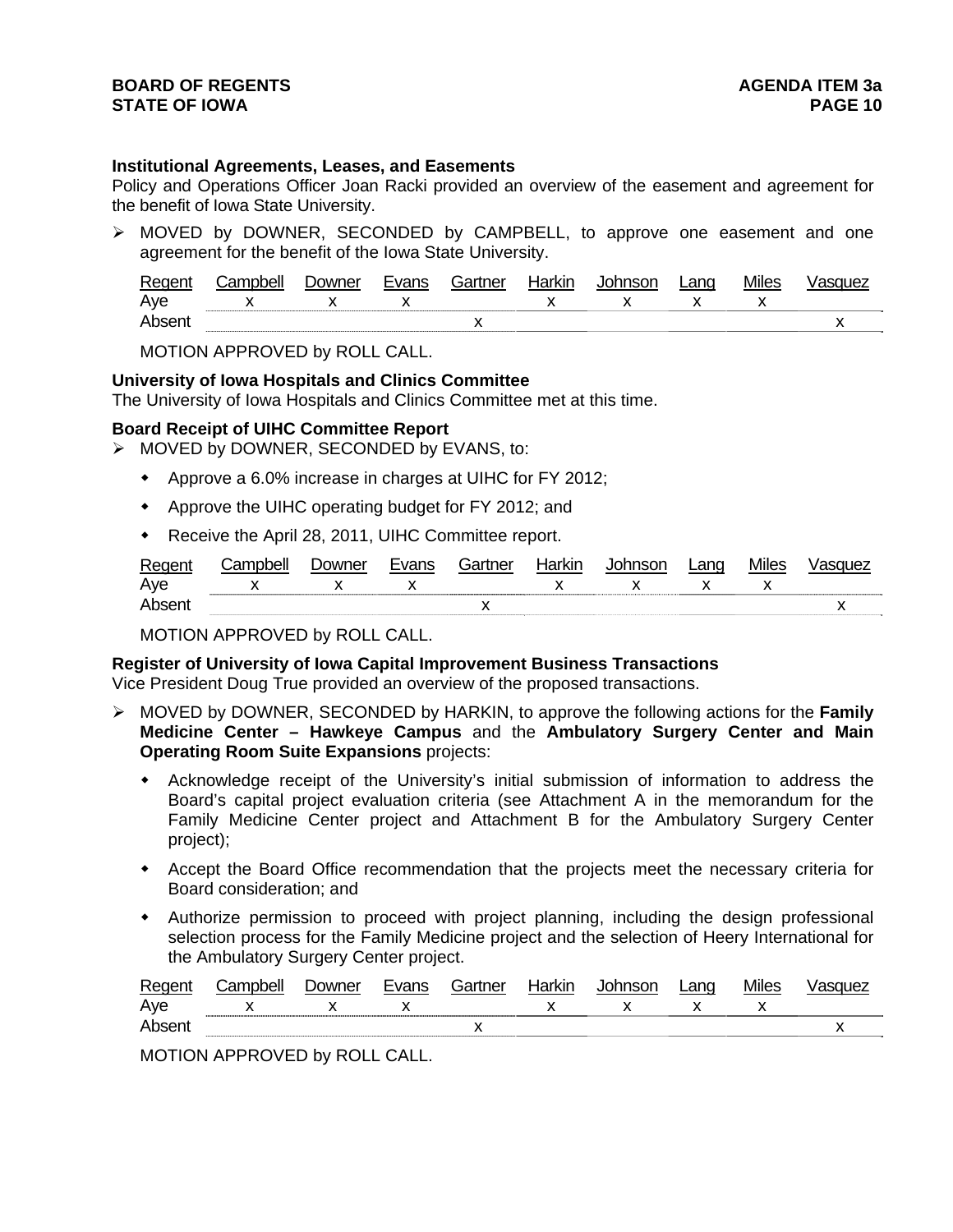**Institutional Agreements, Leases, and Easements**
Policy and Operations Officer Joan Racki provided an overview of the easement and agreement for the benefit of Iowa State University.

➢ MOVED by DOWNER, SECONDED by CAMPBELL, to approve one easement and one agreement for the benefit of the Iowa State University.

| Regent | Campbell | Downer | Evans | Gartner | Harkin | Johnson | Lang | Miles | Vasquez |
|---|---|---|---|---|---|---|---|---|---|
| Aye | x | x | x | | x | x | x | x | |
| Absent | | | | x | | | | | x |

MOTION APPROVED by ROLL CALL.

**University of Iowa Hospitals and Clinics Committee**
The University of Iowa Hospitals and Clinics Committee met at this time.

**Board Receipt of UIHC Committee Report**

➢ MOVED by DOWNER, SECONDED by EVANS, to:

- Approve a 6.0% increase in charges at UIHC for FY 2012;
- Approve the UIHC operating budget for FY 2012; and
- Receive the April 28, 2011, UIHC Committee report.

| Regent | Campbell | Downer | Evans | Gartner | Harkin | Johnson | Lang | Miles | Vasquez |
|---|---|---|---|---|---|---|---|---|---|
| Aye | x | x | x | | x | x | x | x | |
| Absent | | | | x | | | | | x |

MOTION APPROVED by ROLL CALL.

**Register of University of Iowa Capital Improvement Business Transactions**
Vice President Doug True provided an overview of the proposed transactions.

➢ MOVED by DOWNER, SECONDED by HARKIN, to approve the following actions for the **Family Medicine Center – Hawkeye Campus** and the **Ambulatory Surgery Center and Main Operating Room Suite Expansions** projects:

- Acknowledge receipt of the University's initial submission of information to address the Board's capital project evaluation criteria (see Attachment A in the memorandum for the Family Medicine Center project and Attachment B for the Ambulatory Surgery Center project);
- Accept the Board Office recommendation that the projects meet the necessary criteria for Board consideration; and
- Authorize permission to proceed with project planning, including the design professional selection process for the Family Medicine project and the selection of Heery International for the Ambulatory Surgery Center project.

| Regent | Campbell | Downer | Evans | Gartner | Harkin | Johnson | Lang | Miles | Vasquez |
|---|---|---|---|---|---|---|---|---|---|
| Aye | x | x | x | | x | x | x | x | |
| Absent | | | | x | | | | | x |

MOTION APPROVED by ROLL CALL.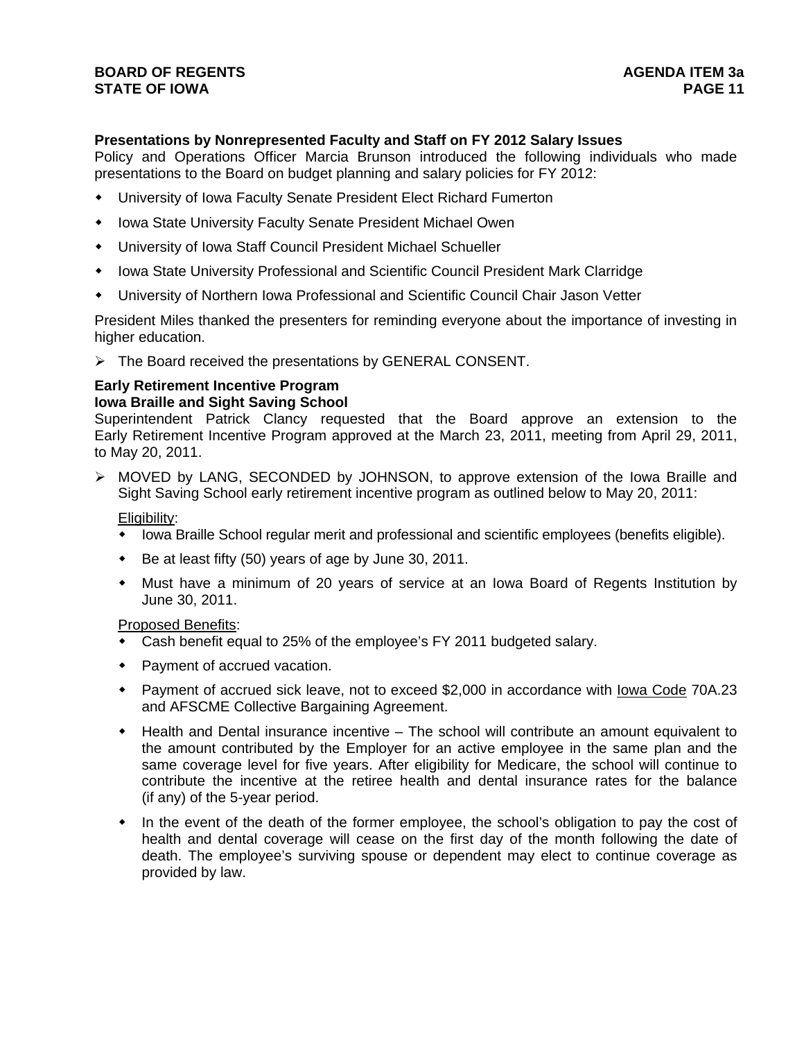**Presentations by Nonrepresented Faculty and Staff on FY 2012 Salary Issues**
Policy and Operations Officer Marcia Brunson introduced the following individuals who made presentations to the Board on budget planning and salary policies for FY 2012:

- University of Iowa Faculty Senate President Elect Richard Fumerton
- Iowa State University Faculty Senate President Michael Owen
- University of Iowa Staff Council President Michael Schueller
- Iowa State University Professional and Scientific Council President Mark Clarridge
- University of Northern Iowa Professional and Scientific Council Chair Jason Vetter

President Miles thanked the presenters for reminding everyone about the importance of investing in higher education.

➢ The Board received the presentations by GENERAL CONSENT.

**Early Retirement Incentive Program**
**Iowa Braille and Sight Saving School**
Superintendent Patrick Clancy requested that the Board approve an extension to the Early Retirement Incentive Program approved at the March 23, 2011, meeting from April 29, 2011, to May 20, 2011.

➢ MOVED by LANG, SECONDED by JOHNSON, to approve extension of the Iowa Braille and Sight Saving School early retirement incentive program as outlined below to May 20, 2011:

  Eligibility:
  - Iowa Braille School regular merit and professional and scientific employees (benefits eligible).
  - Be at least fifty (50) years of age by June 30, 2011.
  - Must have a minimum of 20 years of service at an Iowa Board of Regents Institution by June 30, 2011.

  Proposed Benefits:
  - Cash benefit equal to 25% of the employee's FY 2011 budgeted salary.
  - Payment of accrued vacation.
  - Payment of accrued sick leave, not to exceed $2,000 in accordance with Iowa Code 70A.23 and AFSCME Collective Bargaining Agreement.
  - Health and Dental insurance incentive – The school will contribute an amount equivalent to the amount contributed by the Employer for an active employee in the same plan and the same coverage level for five years. After eligibility for Medicare, the school will continue to contribute the incentive at the retiree health and dental insurance rates for the balance (if any) of the 5-year period.
  - In the event of the death of the former employee, the school's obligation to pay the cost of health and dental coverage will cease on the first day of the month following the date of death. The employee's surviving spouse or dependent may elect to continue coverage as provided by law.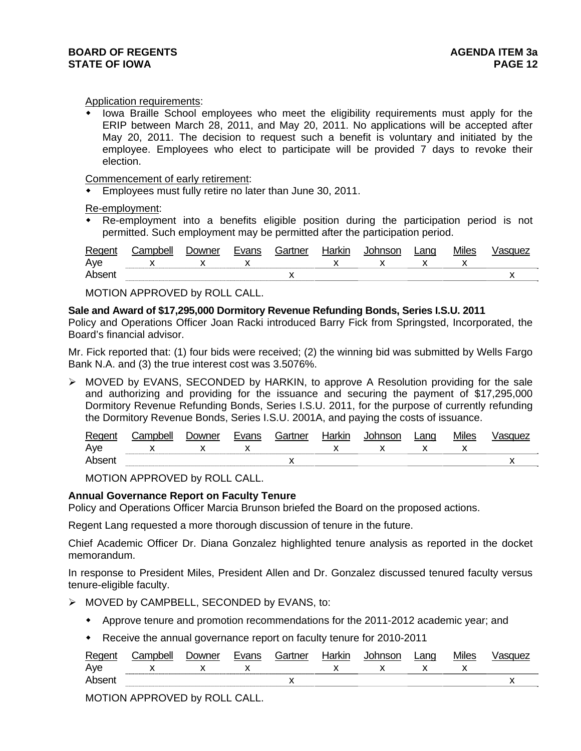Application requirements:

- Iowa Braille School employees who meet the eligibility requirements must apply for the ERIP between March 28, 2011, and May 20, 2011. No applications will be accepted after May 20, 2011. The decision to request such a benefit is voluntary and initiated by the employee. Employees who elect to participate will be provided 7 days to revoke their election.

Commencement of early retirement:

- Employees must fully retire no later than June 30, 2011.

Re-employment:

- Re-employment into a benefits eligible position during the participation period is not permitted. Such employment may be permitted after the participation period.

| Regent | Campbell | Downer | Evans | Gartner | Harkin | Johnson | Lang | Miles | Vasquez |
|---|---|---|---|---|---|---|---|---|---|
| Aye | x | x | x | | x | x | x | x | |
| Absent | | | | x | | | | | x |

MOTION APPROVED by ROLL CALL.

**Sale and Award of $17,295,000 Dormitory Revenue Refunding Bonds, Series I.S.U. 2011**
Policy and Operations Officer Joan Racki introduced Barry Fick from Springsted, Incorporated, the Board's financial advisor.

Mr. Fick reported that: (1) four bids were received; (2) the winning bid was submitted by Wells Fargo Bank N.A. and (3) the true interest cost was 3.5076%.

➢ MOVED by EVANS, SECONDED by HARKIN, to approve A Resolution providing for the sale and authorizing and providing for the issuance and securing the payment of $17,295,000 Dormitory Revenue Refunding Bonds, Series I.S.U. 2011, for the purpose of currently refunding the Dormitory Revenue Bonds, Series I.S.U. 2001A, and paying the costs of issuance.

| Regent | Campbell | Downer | Evans | Gartner | Harkin | Johnson | Lang | Miles | Vasquez |
|---|---|---|---|---|---|---|---|---|---|
| Aye | x | x | x | | x | x | x | x | |
| Absent | | | | x | | | | | x |

MOTION APPROVED by ROLL CALL.

**Annual Governance Report on Faculty Tenure**
Policy and Operations Officer Marcia Brunson briefed the Board on the proposed actions.

Regent Lang requested a more thorough discussion of tenure in the future.

Chief Academic Officer Dr. Diana Gonzalez highlighted tenure analysis as reported in the docket memorandum.

In response to President Miles, President Allen and Dr. Gonzalez discussed tenured faculty versus tenure-eligible faculty.

➢ MOVED by CAMPBELL, SECONDED by EVANS, to:

- Approve tenure and promotion recommendations for the 2011-2012 academic year; and
- Receive the annual governance report on faculty tenure for 2010-2011

| Regent | Campbell | Downer | Evans | Gartner | Harkin | Johnson | Lang | Miles | Vasquez |
|---|---|---|---|---|---|---|---|---|---|
| Aye | x | x | x | | x | x | x | x | |
| Absent | | | | x | | | | | x |

MOTION APPROVED by ROLL CALL.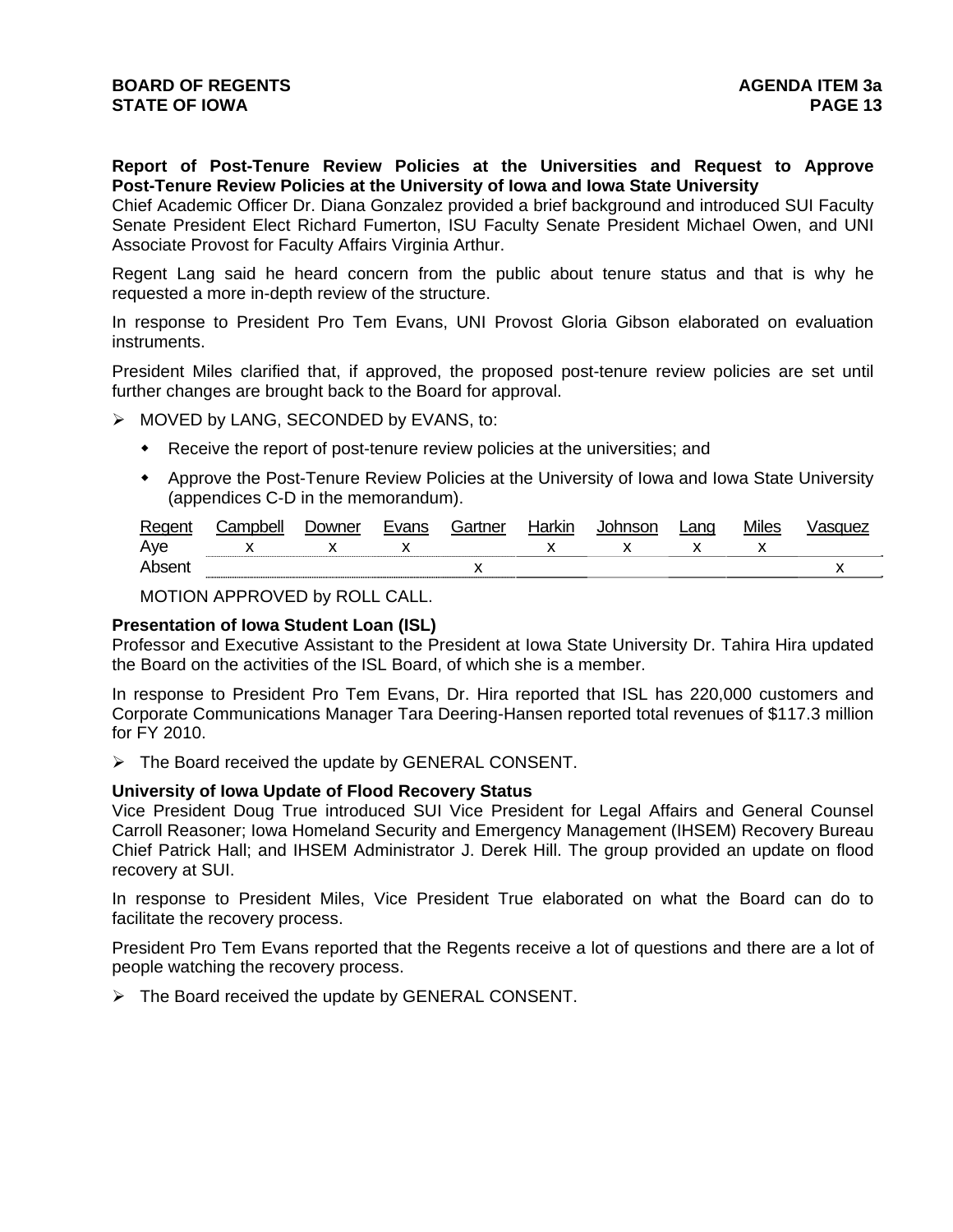**Report of Post-Tenure Review Policies at the Universities and Request to Approve Post-Tenure Review Policies at the University of Iowa and Iowa State University**

Chief Academic Officer Dr. Diana Gonzalez provided a brief background and introduced SUI Faculty Senate President Elect Richard Fumerton, ISU Faculty Senate President Michael Owen, and UNI Associate Provost for Faculty Affairs Virginia Arthur.

Regent Lang said he heard concern from the public about tenure status and that is why he requested a more in-depth review of the structure.

In response to President Pro Tem Evans, UNI Provost Gloria Gibson elaborated on evaluation instruments.

President Miles clarified that, if approved, the proposed post-tenure review policies are set until further changes are brought back to the Board for approval.

➢ MOVED by LANG, SECONDED by EVANS, to:

- Receive the report of post-tenure review policies at the universities; and
- Approve the Post-Tenure Review Policies at the University of Iowa and Iowa State University (appendices C-D in the memorandum).

| Regent | Campbell | Downer | Evans | Gartner | Harkin | Johnson | Lang | Miles | Vasquez |
|---|---|---|---|---|---|---|---|---|---|
| Aye | x | x | x | | x | x | x | x | |
| Absent | | | | x | | | | | x |

MOTION APPROVED by ROLL CALL.

**Presentation of Iowa Student Loan (ISL)**

Professor and Executive Assistant to the President at Iowa State University Dr. Tahira Hira updated the Board on the activities of the ISL Board, of which she is a member.

In response to President Pro Tem Evans, Dr. Hira reported that ISL has 220,000 customers and Corporate Communications Manager Tara Deering-Hansen reported total revenues of $117.3 million for FY 2010.

➢ The Board received the update by GENERAL CONSENT.

**University of Iowa Update of Flood Recovery Status**

Vice President Doug True introduced SUI Vice President for Legal Affairs and General Counsel Carroll Reasoner; Iowa Homeland Security and Emergency Management (IHSEM) Recovery Bureau Chief Patrick Hall; and IHSEM Administrator J. Derek Hill. The group provided an update on flood recovery at SUI.

In response to President Miles, Vice President True elaborated on what the Board can do to facilitate the recovery process.

President Pro Tem Evans reported that the Regents receive a lot of questions and there are a lot of people watching the recovery process.

➢ The Board received the update by GENERAL CONSENT.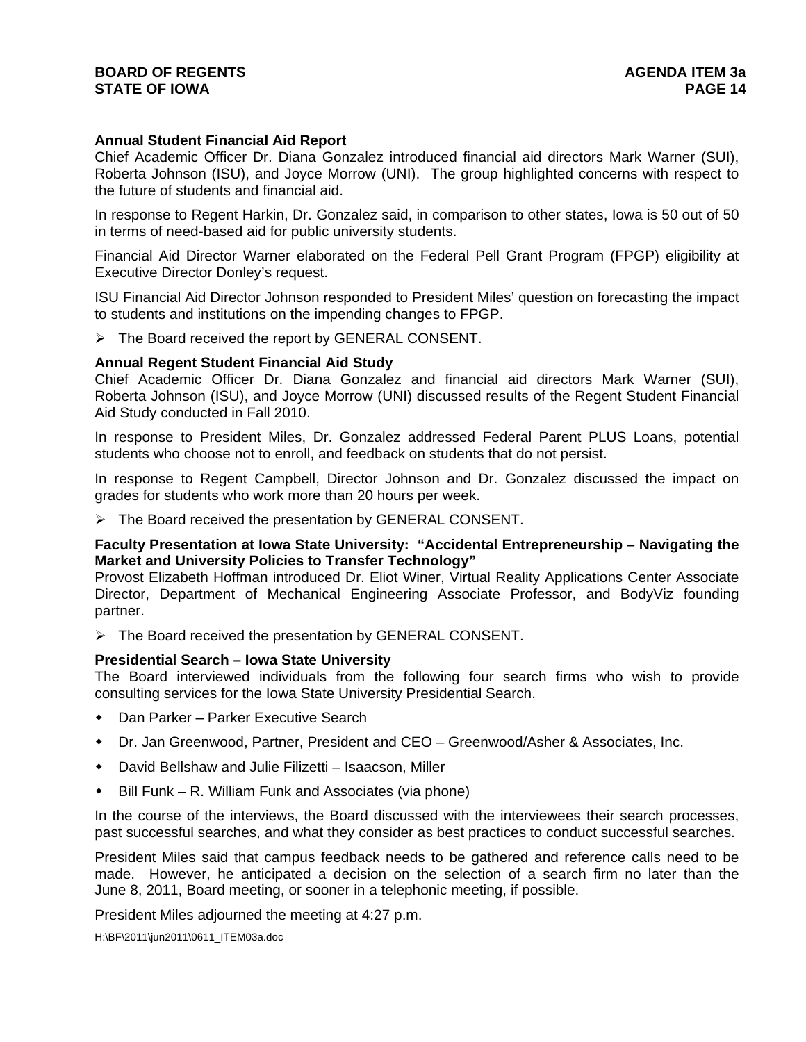**Annual Student Financial Aid Report**

Chief Academic Officer Dr. Diana Gonzalez introduced financial aid directors Mark Warner (SUI), Roberta Johnson (ISU), and Joyce Morrow (UNI). The group highlighted concerns with respect to the future of students and financial aid.

In response to Regent Harkin, Dr. Gonzalez said, in comparison to other states, Iowa is 50 out of 50 in terms of need-based aid for public university students.

Financial Aid Director Warner elaborated on the Federal Pell Grant Program (FPGP) eligibility at Executive Director Donley's request.

ISU Financial Aid Director Johnson responded to President Miles' question on forecasting the impact to students and institutions on the impending changes to FPGP.

- The Board received the report by GENERAL CONSENT.

**Annual Regent Student Financial Aid Study**

Chief Academic Officer Dr. Diana Gonzalez and financial aid directors Mark Warner (SUI), Roberta Johnson (ISU), and Joyce Morrow (UNI) discussed results of the Regent Student Financial Aid Study conducted in Fall 2010.

In response to President Miles, Dr. Gonzalez addressed Federal Parent PLUS Loans, potential students who choose not to enroll, and feedback on students that do not persist.

In response to Regent Campbell, Director Johnson and Dr. Gonzalez discussed the impact on grades for students who work more than 20 hours per week.

- The Board received the presentation by GENERAL CONSENT.

**Faculty Presentation at Iowa State University: "Accidental Entrepreneurship – Navigating the Market and University Policies to Transfer Technology"**

Provost Elizabeth Hoffman introduced Dr. Eliot Winer, Virtual Reality Applications Center Associate Director, Department of Mechanical Engineering Associate Professor, and BodyViz founding partner.

- The Board received the presentation by GENERAL CONSENT.

**Presidential Search – Iowa State University**

The Board interviewed individuals from the following four search firms who wish to provide consulting services for the Iowa State University Presidential Search.

- Dan Parker – Parker Executive Search
- Dr. Jan Greenwood, Partner, President and CEO – Greenwood/Asher & Associates, Inc.
- David Bellshaw and Julie Filizetti – Isaacson, Miller
- Bill Funk – R. William Funk and Associates (via phone)

In the course of the interviews, the Board discussed with the interviewees their search processes, past successful searches, and what they consider as best practices to conduct successful searches.

President Miles said that campus feedback needs to be gathered and reference calls need to be made. However, he anticipated a decision on the selection of a search firm no later than the June 8, 2011, Board meeting, or sooner in a telephonic meeting, if possible.

President Miles adjourned the meeting at 4:27 p.m.

H:\BF\2011\jun2011\0611_ITEM03a.doc